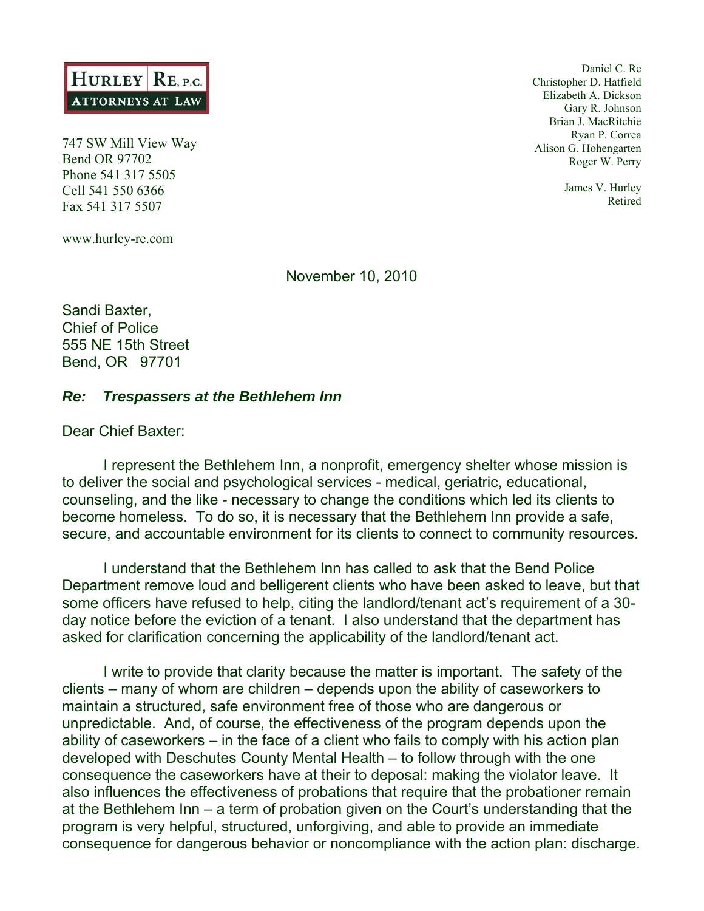**HURLEY RE, P.C.**
**ATTORNEYS AT LAW**

747 SW Mill View Way
Bend OR 97702
Phone 541 317 5505
Cell 541 550 6366
Fax 541 317 5507

www.hurley-re.com

Daniel C. Re
Christopher D. Hatfield
Elizabeth A. Dickson
Gary R. Johnson
Brian J. MacRitchie
Ryan P. Correa
Alison G. Hohengarten
Roger W. Perry

James V. Hurley
Retired

November 10, 2010

Sandi Baxter,
Chief of Police
555 NE 15th Street
Bend, OR 97701

***Re: Trespassers at the Bethlehem Inn***

Dear Chief Baxter:

I represent the Bethlehem Inn, a nonprofit, emergency shelter whose mission is to deliver the social and psychological services - medical, geriatric, educational, counseling, and the like - necessary to change the conditions which led its clients to become homeless. To do so, it is necessary that the Bethlehem Inn provide a safe, secure, and accountable environment for its clients to connect to community resources.

I understand that the Bethlehem Inn has called to ask that the Bend Police Department remove loud and belligerent clients who have been asked to leave, but that some officers have refused to help, citing the landlord/tenant act's requirement of a 30-day notice before the eviction of a tenant. I also understand that the department has asked for clarification concerning the applicability of the landlord/tenant act.

I write to provide that clarity because the matter is important. The safety of the clients – many of whom are children – depends upon the ability of caseworkers to maintain a structured, safe environment free of those who are dangerous or unpredictable. And, of course, the effectiveness of the program depends upon the ability of caseworkers – in the face of a client who fails to comply with his action plan developed with Deschutes County Mental Health – to follow through with the one consequence the caseworkers have at their to deposal: making the violator leave. It also influences the effectiveness of probations that require that the probationer remain at the Bethlehem Inn – a term of probation given on the Court's understanding that the program is very helpful, structured, unforgiving, and able to provide an immediate consequence for dangerous behavior or noncompliance with the action plan: discharge.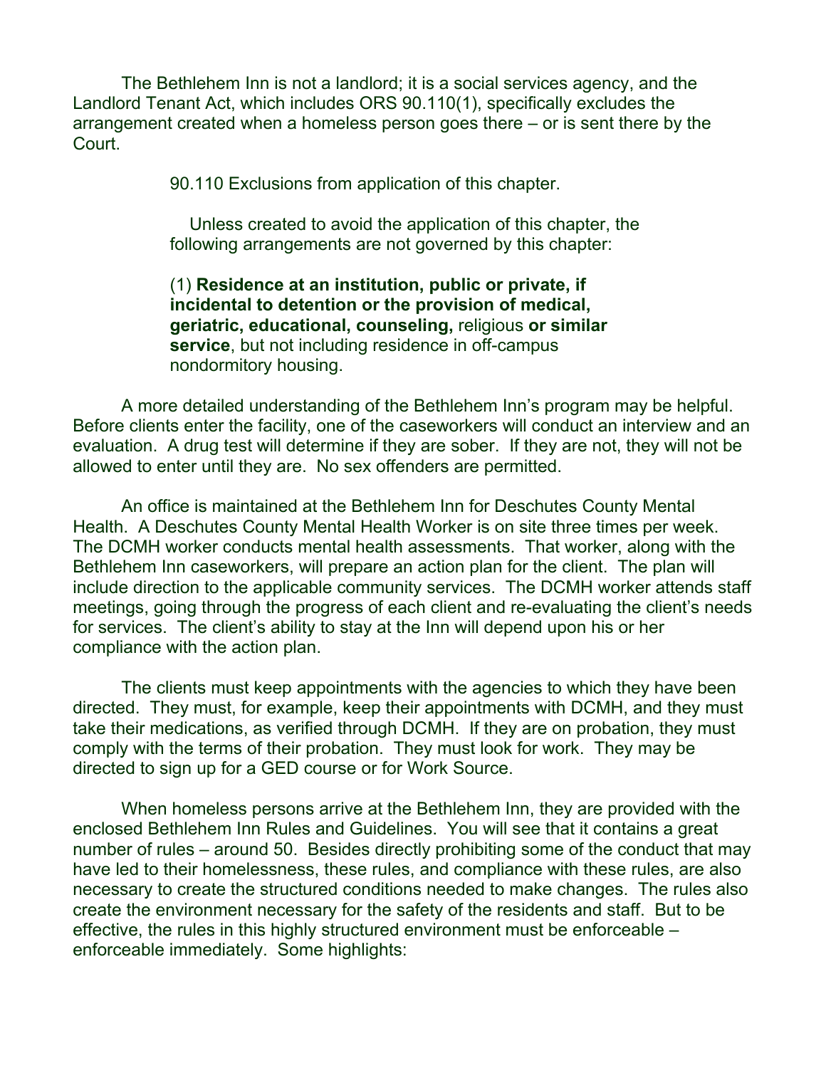The Bethlehem Inn is not a landlord; it is a social services agency, and the Landlord Tenant Act, which includes ORS 90.110(1), specifically excludes the arrangement created when a homeless person goes there – or is sent there by the Court.

> 90.110 Exclusions from application of this chapter.
>
> Unless created to avoid the application of this chapter, the following arrangements are not governed by this chapter:
>
> (1) **Residence at an institution, public or private, if incidental to detention or the provision of medical, geriatric, educational, counseling,** religious **or similar service**, but not including residence in off-campus nondormitory housing.

A more detailed understanding of the Bethlehem Inn's program may be helpful. Before clients enter the facility, one of the caseworkers will conduct an interview and an evaluation. A drug test will determine if they are sober. If they are not, they will not be allowed to enter until they are. No sex offenders are permitted.

An office is maintained at the Bethlehem Inn for Deschutes County Mental Health. A Deschutes County Mental Health Worker is on site three times per week. The DCMH worker conducts mental health assessments. That worker, along with the Bethlehem Inn caseworkers, will prepare an action plan for the client. The plan will include direction to the applicable community services. The DCMH worker attends staff meetings, going through the progress of each client and re-evaluating the client's needs for services. The client's ability to stay at the Inn will depend upon his or her compliance with the action plan.

The clients must keep appointments with the agencies to which they have been directed. They must, for example, keep their appointments with DCMH, and they must take their medications, as verified through DCMH. If they are on probation, they must comply with the terms of their probation. They must look for work. They may be directed to sign up for a GED course or for Work Source.

When homeless persons arrive at the Bethlehem Inn, they are provided with the enclosed Bethlehem Inn Rules and Guidelines. You will see that it contains a great number of rules – around 50. Besides directly prohibiting some of the conduct that may have led to their homelessness, these rules, and compliance with these rules, are also necessary to create the structured conditions needed to make changes. The rules also create the environment necessary for the safety of the residents and staff. But to be effective, the rules in this highly structured environment must be enforceable – enforceable immediately. Some highlights: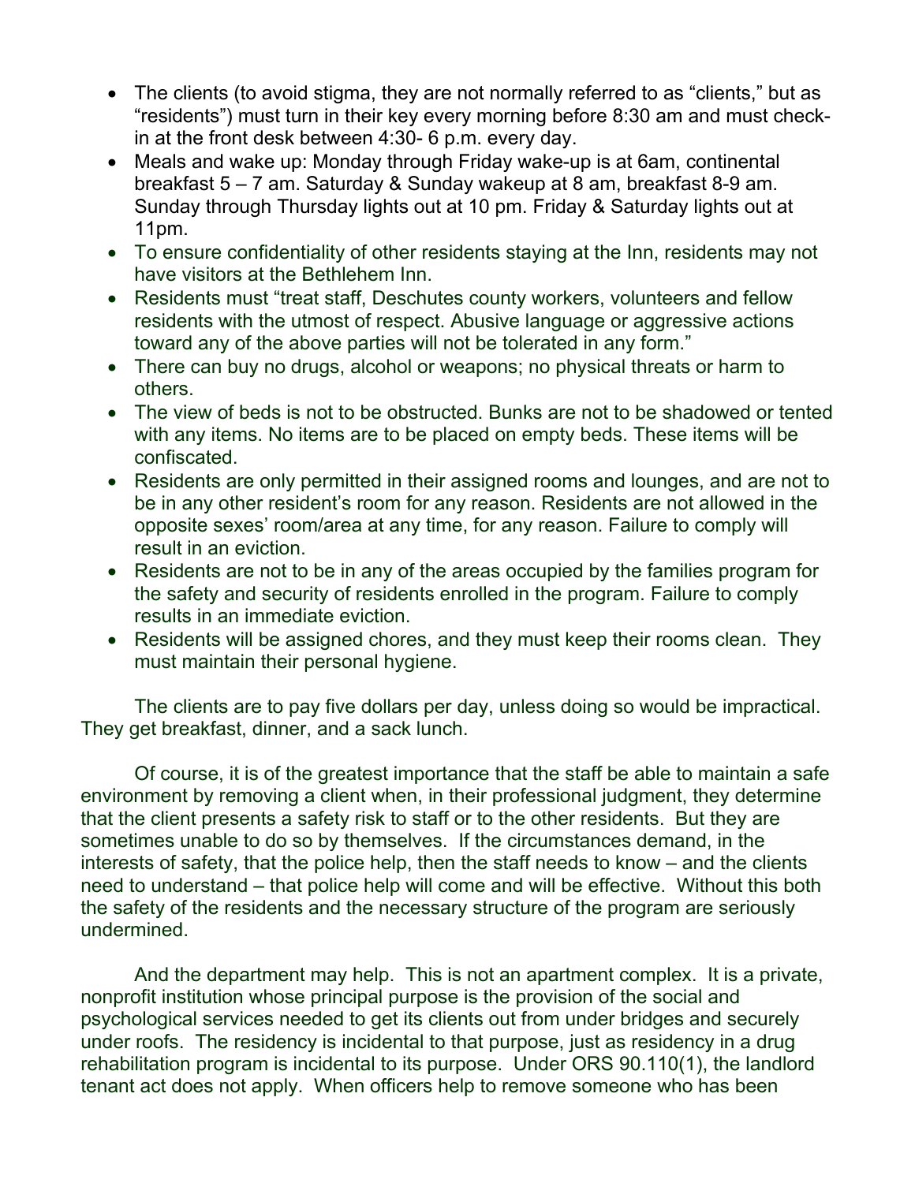- The clients (to avoid stigma, they are not normally referred to as "clients," but as "residents") must turn in their key every morning before 8:30 am and must check-in at the front desk between 4:30- 6 p.m. every day.
- Meals and wake up: Monday through Friday wake-up is at 6am, continental breakfast 5 – 7 am. Saturday & Sunday wakeup at 8 am, breakfast 8-9 am. Sunday through Thursday lights out at 10 pm. Friday & Saturday lights out at 11pm.
- To ensure confidentiality of other residents staying at the Inn, residents may not have visitors at the Bethlehem Inn.
- Residents must "treat staff, Deschutes county workers, volunteers and fellow residents with the utmost of respect. Abusive language or aggressive actions toward any of the above parties will not be tolerated in any form."
- There can buy no drugs, alcohol or weapons; no physical threats or harm to others.
- The view of beds is not to be obstructed. Bunks are not to be shadowed or tented with any items. No items are to be placed on empty beds. These items will be confiscated.
- Residents are only permitted in their assigned rooms and lounges, and are not to be in any other resident's room for any reason. Residents are not allowed in the opposite sexes' room/area at any time, for any reason. Failure to comply will result in an eviction.
- Residents are not to be in any of the areas occupied by the families program for the safety and security of residents enrolled in the program. Failure to comply results in an immediate eviction.
- Residents will be assigned chores, and they must keep their rooms clean. They must maintain their personal hygiene.

The clients are to pay five dollars per day, unless doing so would be impractical. They get breakfast, dinner, and a sack lunch.

Of course, it is of the greatest importance that the staff be able to maintain a safe environment by removing a client when, in their professional judgment, they determine that the client presents a safety risk to staff or to the other residents. But they are sometimes unable to do so by themselves. If the circumstances demand, in the interests of safety, that the police help, then the staff needs to know – and the clients need to understand – that police help will come and will be effective. Without this both the safety of the residents and the necessary structure of the program are seriously undermined.

And the department may help. This is not an apartment complex. It is a private, nonprofit institution whose principal purpose is the provision of the social and psychological services needed to get its clients out from under bridges and securely under roofs. The residency is incidental to that purpose, just as residency in a drug rehabilitation program is incidental to its purpose. Under ORS 90.110(1), the landlord tenant act does not apply. When officers help to remove someone who has been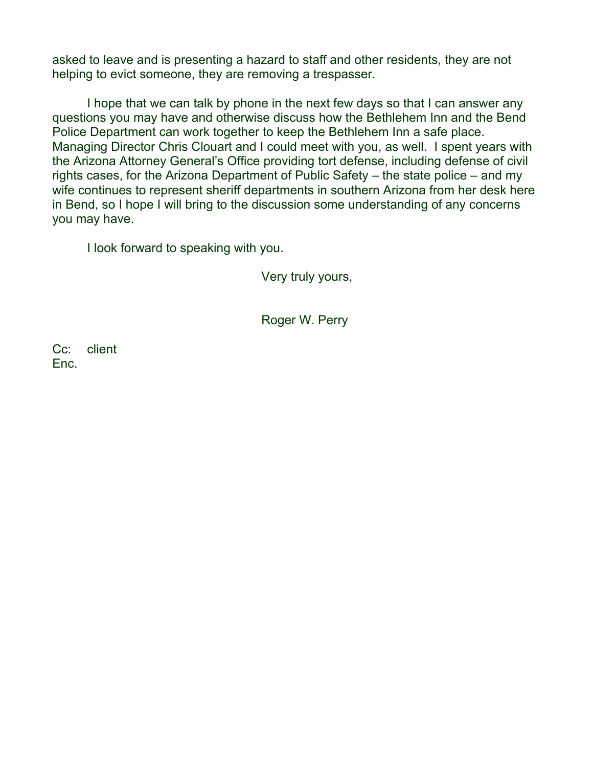asked to leave and is presenting a hazard to staff and other residents, they are not helping to evict someone, they are removing a trespasser.

I hope that we can talk by phone in the next few days so that I can answer any questions you may have and otherwise discuss how the Bethlehem Inn and the Bend Police Department can work together to keep the Bethlehem Inn a safe place. Managing Director Chris Clouart and I could meet with you, as well. I spent years with the Arizona Attorney General's Office providing tort defense, including defense of civil rights cases, for the Arizona Department of Public Safety – the state police – and my wife continues to represent sheriff departments in southern Arizona from her desk here in Bend, so I hope I will bring to the discussion some understanding of any concerns you may have.

I look forward to speaking with you.

Very truly yours,

Roger W. Perry

Cc: client
Enc.